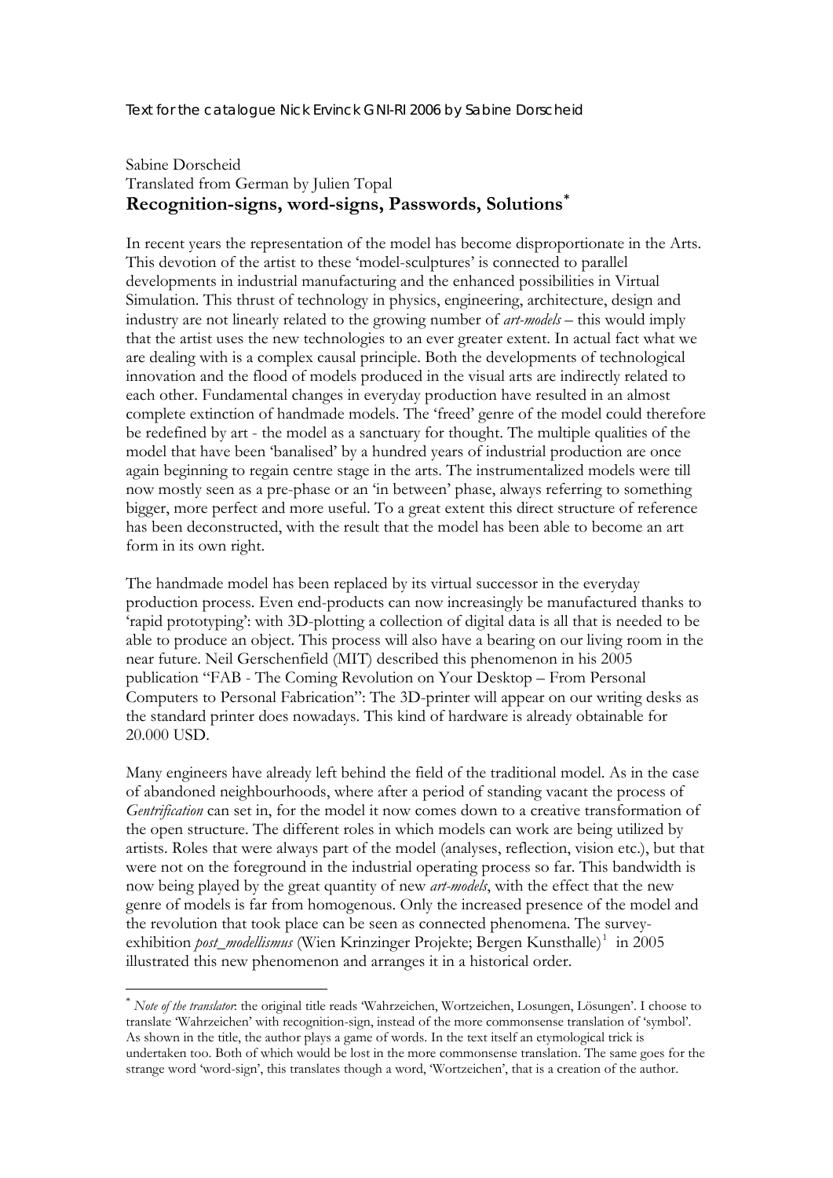Text for the catalogue Nick Ervinck GNI-RI 2006 by Sabine Dorscheid

Sabine Dorscheid
Translated from German by Julien Topal

# Recognition-signs, word-signs, Passwords, Solutions[*]

In recent years the representation of the model has become disproportionate in the Arts. This devotion of the artist to these 'model-sculptures' is connected to parallel developments in industrial manufacturing and the enhanced possibilities in Virtual Simulation. This thrust of technology in physics, engineering, architecture, design and industry are not linearly related to the growing number of *art-models* – this would imply that the artist uses the new technologies to an ever greater extent. In actual fact what we are dealing with is a complex causal principle. Both the developments of technological innovation and the flood of models produced in the visual arts are indirectly related to each other. Fundamental changes in everyday production have resulted in an almost complete extinction of handmade models. The 'freed' genre of the model could therefore be redefined by art - the model as a sanctuary for thought. The multiple qualities of the model that have been 'banalised' by a hundred years of industrial production are once again beginning to regain centre stage in the arts. The instrumentalized models were till now mostly seen as a pre-phase or an 'in between' phase, always referring to something bigger, more perfect and more useful. To a great extent this direct structure of reference has been deconstructed, with the result that the model has been able to become an art form in its own right.

The handmade model has been replaced by its virtual successor in the everyday production process. Even end-products can now increasingly be manufactured thanks to 'rapid prototyping': with 3D-plotting a collection of digital data is all that is needed to be able to produce an object. This process will also have a bearing on our living room in the near future. Neil Gerschenfield (MIT) described this phenomenon in his 2005 publication "FAB - The Coming Revolution on Your Desktop – From Personal Computers to Personal Fabrication": The 3D-printer will appear on our writing desks as the standard printer does nowadays. This kind of hardware is already obtainable for 20.000 USD.

Many engineers have already left behind the field of the traditional model. As in the case of abandoned neighbourhoods, where after a period of standing vacant the process of *Gentrification* can set in, for the model it now comes down to a creative transformation of the open structure. The different roles in which models can work are being utilized by artists. Roles that were always part of the model (analyses, reflection, vision etc.), but that were not on the foreground in the industrial operating process so far. This bandwidth is now being played by the great quantity of new *art-models*, with the effect that the new genre of models is far from homogenous. Only the increased presence of the model and the revolution that took place can be seen as connected phenomena. The survey-exhibition *post_modellismus* (Wien Krinzinger Projekte; Bergen Kunsthalle)[1] in 2005 illustrated this new phenomenon and arranges it in a historical order.

---

[*] *Note of the translator*: the original title reads 'Wahrzeichen, Wortzeichen, Losungen, Lösungen'. I choose to translate 'Wahrzeichen' with recognition-sign, instead of the more commonsense translation of 'symbol'. As shown in the title, the author plays a game of words. In the text itself an etymological trick is undertaken too. Both of which would be lost in the more commonsense translation. The same goes for the strange word 'word-sign', this translates though a word, 'Wortzeichen', that is a creation of the author.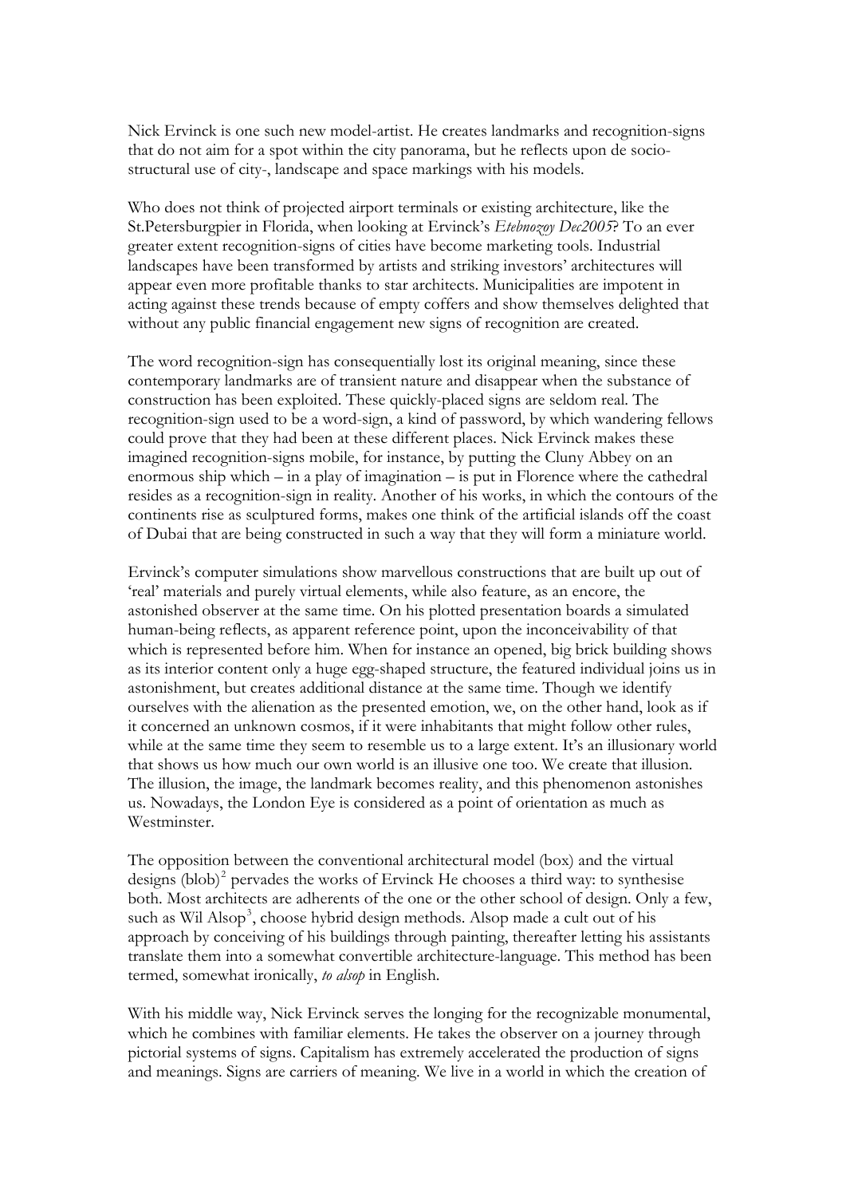Nick Ervinck is one such new model-artist. He creates landmarks and recognition-signs that do not aim for a spot within the city panorama, but he reflects upon de socio-structural use of city-, landscape and space markings with his models.

Who does not think of projected airport terminals or existing architecture, like the St.Petersburgpier in Florida, when looking at Ervinck's *Etebnozoy Dec2005*? To an ever greater extent recognition-signs of cities have become marketing tools. Industrial landscapes have been transformed by artists and striking investors' architectures will appear even more profitable thanks to star architects. Municipalities are impotent in acting against these trends because of empty coffers and show themselves delighted that without any public financial engagement new signs of recognition are created.

The word recognition-sign has consequentially lost its original meaning, since these contemporary landmarks are of transient nature and disappear when the substance of construction has been exploited. These quickly-placed signs are seldom real. The recognition-sign used to be a word-sign, a kind of password, by which wandering fellows could prove that they had been at these different places. Nick Ervinck makes these imagined recognition-signs mobile, for instance, by putting the Cluny Abbey on an enormous ship which – in a play of imagination – is put in Florence where the cathedral resides as a recognition-sign in reality. Another of his works, in which the contours of the continents rise as sculptured forms, makes one think of the artificial islands off the coast of Dubai that are being constructed in such a way that they will form a miniature world.

Ervinck's computer simulations show marvellous constructions that are built up out of 'real' materials and purely virtual elements, while also feature, as an encore, the astonished observer at the same time. On his plotted presentation boards a simulated human-being reflects, as apparent reference point, upon the inconceivability of that which is represented before him. When for instance an opened, big brick building shows as its interior content only a huge egg-shaped structure, the featured individual joins us in astonishment, but creates additional distance at the same time. Though we identify ourselves with the alienation as the presented emotion, we, on the other hand, look as if it concerned an unknown cosmos, if it were inhabitants that might follow other rules, while at the same time they seem to resemble us to a large extent. It's an illusionary world that shows us how much our own world is an illusive one too. We create that illusion. The illusion, the image, the landmark becomes reality, and this phenomenon astonishes us. Nowadays, the London Eye is considered as a point of orientation as much as Westminster.

The opposition between the conventional architectural model (box) and the virtual designs (blob)[2] pervades the works of Ervinck He chooses a third way: to synthesise both. Most architects are adherents of the one or the other school of design. Only a few, such as Wil Alsop[3], choose hybrid design methods. Alsop made a cult out of his approach by conceiving of his buildings through painting, thereafter letting his assistants translate them into a somewhat convertible architecture-language. This method has been termed, somewhat ironically, *to alsop* in English.

With his middle way, Nick Ervinck serves the longing for the recognizable monumental, which he combines with familiar elements. He takes the observer on a journey through pictorial systems of signs. Capitalism has extremely accelerated the production of signs and meanings. Signs are carriers of meaning. We live in a world in which the creation of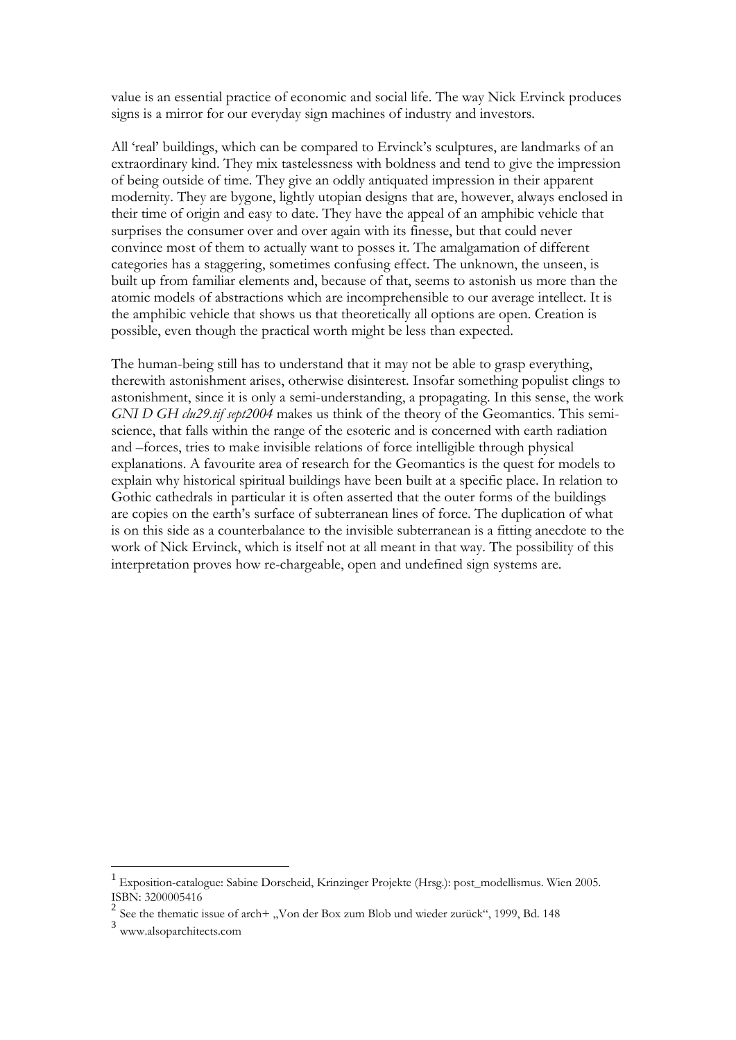value is an essential practice of economic and social life. The way Nick Ervinck produces signs is a mirror for our everyday sign machines of industry and investors.

All 'real' buildings, which can be compared to Ervinck's sculptures, are landmarks of an extraordinary kind. They mix tastelessness with boldness and tend to give the impression of being outside of time. They give an oddly antiquated impression in their apparent modernity. They are bygone, lightly utopian designs that are, however, always enclosed in their time of origin and easy to date. They have the appeal of an amphibic vehicle that surprises the consumer over and over again with its finesse, but that could never convince most of them to actually want to posses it. The amalgamation of different categories has a staggering, sometimes confusing effect. The unknown, the unseen, is built up from familiar elements and, because of that, seems to astonish us more than the atomic models of abstractions which are incomprehensible to our average intellect. It is the amphibic vehicle that shows us that theoretically all options are open. Creation is possible, even though the practical worth might be less than expected.

The human-being still has to understand that it may not be able to grasp everything, therewith astonishment arises, otherwise disinterest. Insofar something populist clings to astonishment, since it is only a semi-understanding, a propagating. In this sense, the work *GNI D GH clu29.tif sept2004* makes us think of the theory of the Geomantics. This semi-science, that falls within the range of the esoteric and is concerned with earth radiation and –forces, tries to make invisible relations of force intelligible through physical explanations. A favourite area of research for the Geomantics is the quest for models to explain why historical spiritual buildings have been built at a specific place. In relation to Gothic cathedrals in particular it is often asserted that the outer forms of the buildings are copies on the earth's surface of subterranean lines of force. The duplication of what is on this side as a counterbalance to the invisible subterranean is a fitting anecdote to the work of Nick Ervinck, which is itself not at all meant in that way. The possibility of this interpretation proves how re-chargeable, open and undefined sign systems are.

---

[1] Exposition-catalogue: Sabine Dorscheid, Krinzinger Projekte (Hrsg.): post_modellismus. Wien 2005. ISBN: 3200005416

[2] See the thematic issue of arch+ „Von der Box zum Blob und wieder zurück", 1999, Bd. 148

[3] www.alsoparchitects.com